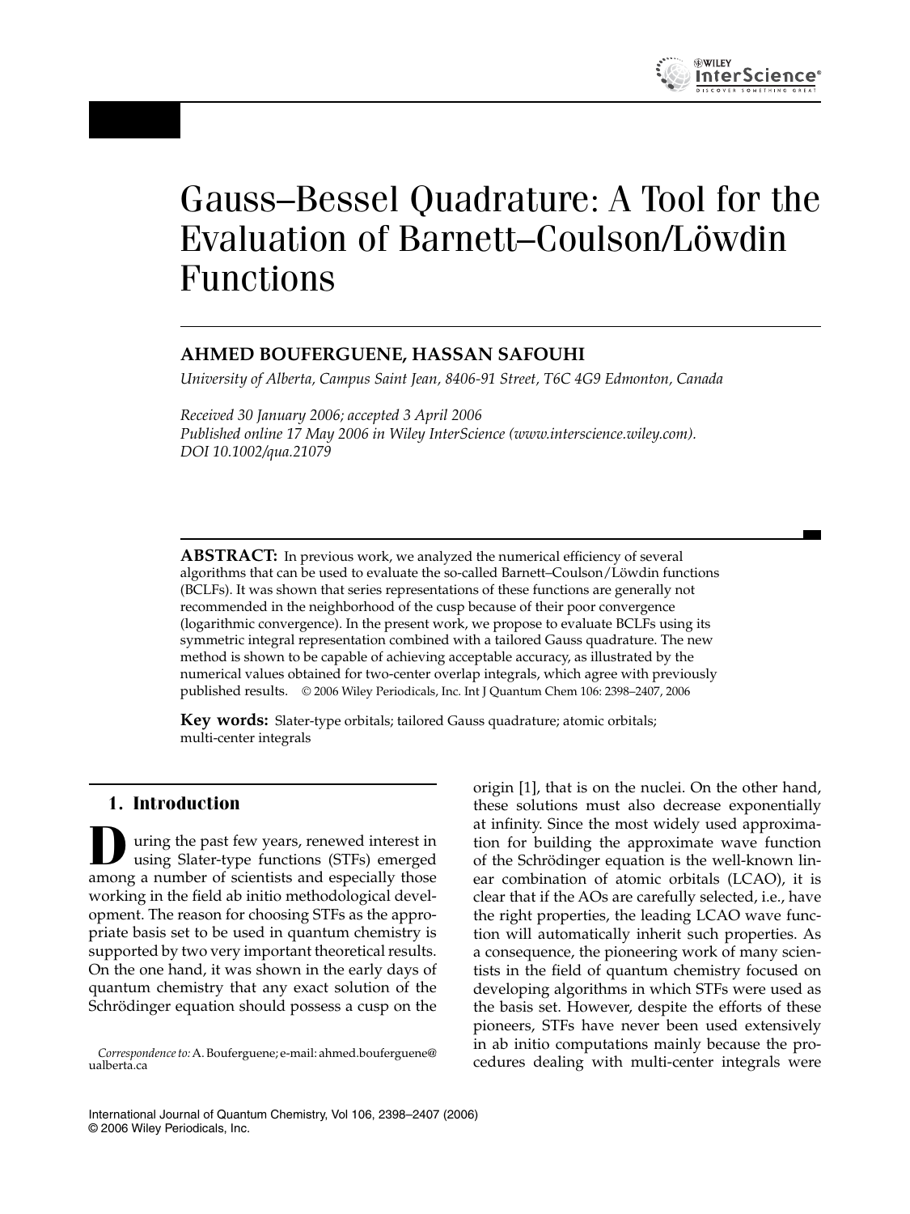# Gauss–Bessel Quadrature: A Tool for the Evaluation of Barnett–Coulson/Löwdin Functions

**AHMED BOUFERGUENE, HASSAN SAFOUHI**

*University of Alberta, Campus Saint Jean, 8406-91 Street, T6C 4G9 Edmonton, Canada*

*Received 30 January 2006; accepted 3 April 2006*
*Published online 17 May 2006 in Wiley InterScience (www.interscience.wiley.com).*
*DOI 10.1002/qua.21079*

**ABSTRACT:** In previous work, we analyzed the numerical efficiency of several algorithms that can be used to evaluate the so-called Barnett–Coulson/Löwdin functions (BCLFs). It was shown that series representations of these functions are generally not recommended in the neighborhood of the cusp because of their poor convergence (logarithmic convergence). In the present work, we propose to evaluate BCLFs using its symmetric integral representation combined with a tailored Gauss quadrature. The new method is shown to be capable of achieving acceptable accuracy, as illustrated by the numerical values obtained for two-center overlap integrals, which agree with previously published results. © 2006 Wiley Periodicals, Inc. Int J Quantum Chem 106: 2398–2407, 2006

**Key words:** Slater-type orbitals; tailored Gauss quadrature; atomic orbitals; multi-center integrals

## 1. Introduction

During the past few years, renewed interest in using Slater-type functions (STFs) emerged among a number of scientists and especially those working in the field ab initio methodological development. The reason for choosing STFs as the appropriate basis set to be used in quantum chemistry is supported by two very important theoretical results. On the one hand, it was shown in the early days of quantum chemistry that any exact solution of the Schrödinger equation should possess a cusp on the origin [1], that is on the nuclei. On the other hand, these solutions must also decrease exponentially at infinity. Since the most widely used approximation for building the approximate wave function of the Schrödinger equation is the well-known linear combination of atomic orbitals (LCAO), it is clear that if the AOs are carefully selected, i.e., have the right properties, the leading LCAO wave function will automatically inherit such properties. As a consequence, the pioneering work of many scientists in the field of quantum chemistry focused on developing algorithms in which STFs were used as the basis set. However, despite the efforts of these pioneers, STFs have never been used extensively in ab initio computations mainly because the procedures dealing with multi-center integrals were

*Correspondence to:* A. Bouferguene; e-mail: ahmed.bouferguene@ualberta.ca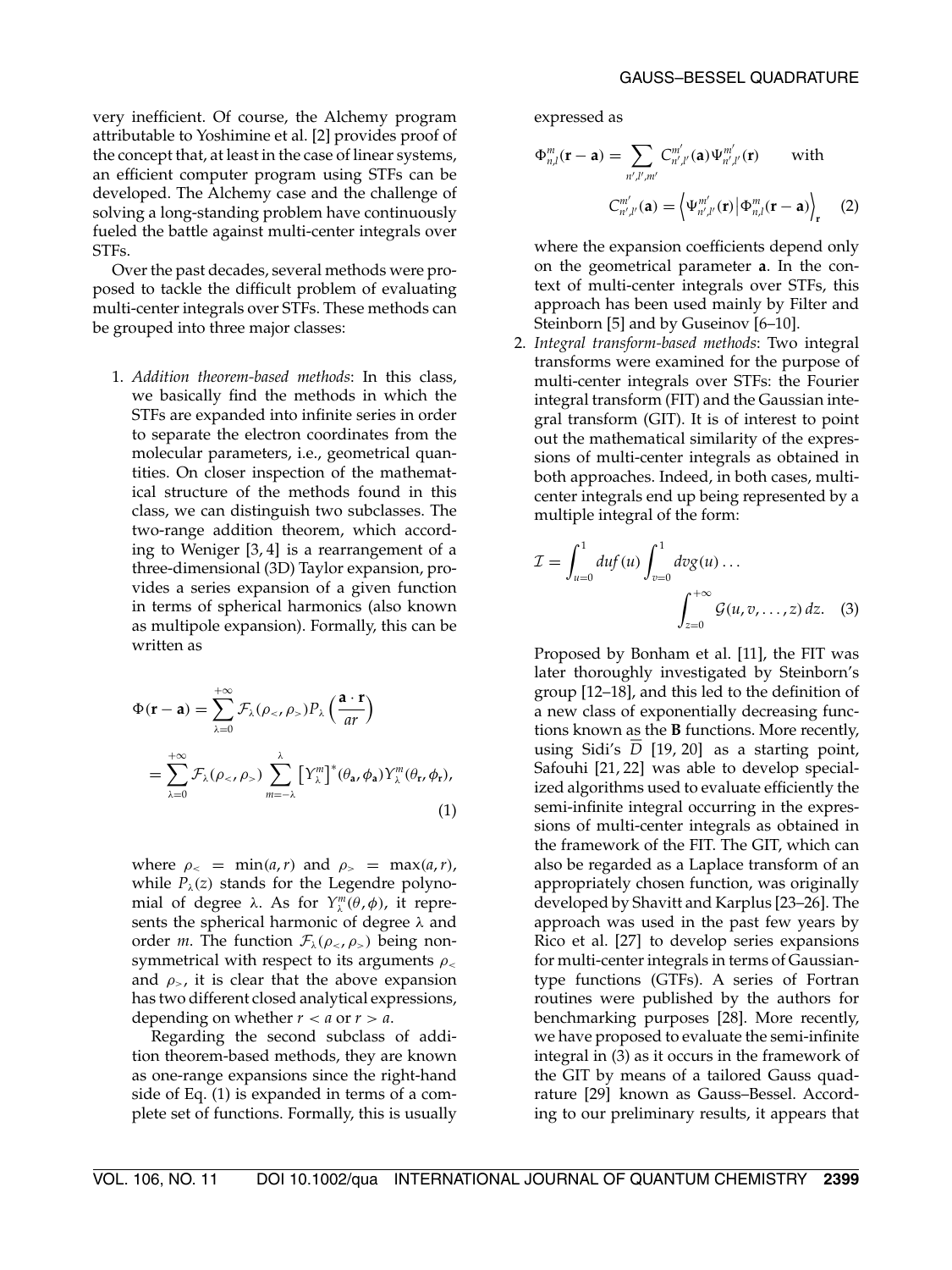very inefficient. Of course, the Alchemy program attributable to Yoshimine et al. [2] provides proof of the concept that, at least in the case of linear systems, an efficient computer program using STFs can be developed. The Alchemy case and the challenge of solving a long-standing problem have continuously fueled the battle against multi-center integrals over STFs.

Over the past decades, several methods were proposed to tackle the difficult problem of evaluating multi-center integrals over STFs. These methods can be grouped into three major classes:

1. *Addition theorem-based methods*: In this class, we basically find the methods in which the STFs are expanded into infinite series in order to separate the electron coordinates from the molecular parameters, i.e., geometrical quantities. On closer inspection of the mathematical structure of the methods found in this class, we can distinguish two subclasses. The two-range addition theorem, which according to Weniger [3, 4] is a rearrangement of a three-dimensional (3D) Taylor expansion, provides a series expansion of a given function in terms of spherical harmonics (also known as multipole expansion). Formally, this can be written as

$$\Phi(\mathbf{r}-\mathbf{a}) = \sum_{\lambda=0}^{+\infty} \mathcal{F}_\lambda(\rho_<, \rho_>) P_\lambda\left(\frac{\mathbf{a}\cdot\mathbf{r}}{ar}\right) = \sum_{\lambda=0}^{+\infty} \mathcal{F}_\lambda(\rho_<, \rho_>) \sum_{m=-\lambda}^{\lambda} \left[Y_\lambda^m\right]^*(\theta_\mathbf{a}, \phi_\mathbf{a}) Y_\lambda^m(\theta_\mathbf{r}, \phi_\mathbf{r}), \tag{1}$$

where $\rho_< = \min(a, r)$ and $\rho_> = \max(a, r)$, while $P_\lambda(z)$ stands for the Legendre polynomial of degree $\lambda$. As for $Y_\lambda^m(\theta, \phi)$, it represents the spherical harmonic of degree $\lambda$ and order $m$. The function $\mathcal{F}_\lambda(\rho_<, \rho_>)$ being nonsymmetrical with respect to its arguments $\rho_<$ and $\rho_>$, it is clear that the above expansion has two different closed analytical expressions, depending on whether $r < a$ or $r > a$.

Regarding the second subclass of addition theorem-based methods, they are known as one-range expansions since the right-hand side of Eq. (1) is expanded in terms of a complete set of functions. Formally, this is usually expressed as

$$\Phi_{n,l}^m(\mathbf{r}-\mathbf{a}) = \sum_{n',l',m'} C_{n',l'}^{m'}(\mathbf{a}) \Psi_{n',l'}^{m'}(\mathbf{r}) \qquad \text{with} \qquad C_{n',l'}^{m'}(\mathbf{a}) = \left\langle \Psi_{n',l'}^{m'}(\mathbf{r}) \middle| \Phi_{n,l}^m(\mathbf{r}-\mathbf{a}) \right\rangle_\mathbf{r} \tag{2}$$

where the expansion coefficients depend only on the geometrical parameter $\mathbf{a}$. In the context of multi-center integrals over STFs, this approach has been used mainly by Filter and Steinborn [5] and by Guseinov [6–10].

2. *Integral transform-based methods*: Two integral transforms were examined for the purpose of multi-center integrals over STFs: the Fourier integral transform (FIT) and the Gaussian integral transform (GIT). It is of interest to point out the mathematical similarity of the expressions of multi-center integrals as obtained in both approaches. Indeed, in both cases, multi-center integrals end up being represented by a multiple integral of the form:

$$\mathcal{I} = \int_{u=0}^{1} du f(u) \int_{v=0}^{1} dv g(u) \ldots \int_{z=0}^{+\infty} \mathcal{G}(u, v, \ldots, z)\, dz. \tag{3}$$

Proposed by Bonham et al. [11], the FIT was later thoroughly investigated by Steinborn's group [12–18], and this led to the definition of a new class of exponentially decreasing functions known as the $\mathbf{B}$ functions. More recently, using Sidi's $\overline{D}$ [19, 20] as a starting point, Safouhi [21, 22] was able to develop specialized algorithms used to evaluate efficiently the semi-infinite integral occurring in the expressions of multi-center integrals as obtained in the framework of the FIT. The GIT, which can also be regarded as a Laplace transform of an appropriately chosen function, was originally developed by Shavitt and Karplus [23–26]. The approach was used in the past few years by Rico et al. [27] to develop series expansions for multi-center integrals in terms of Gaussian-type functions (GTFs). A series of Fortran routines were published by the authors for benchmarking purposes [28]. More recently, we have proposed to evaluate the semi-infinite integral in (3) as it occurs in the framework of the GIT by means of a tailored Gauss quadrature [29] known as Gauss–Bessel. According to our preliminary results, it appears that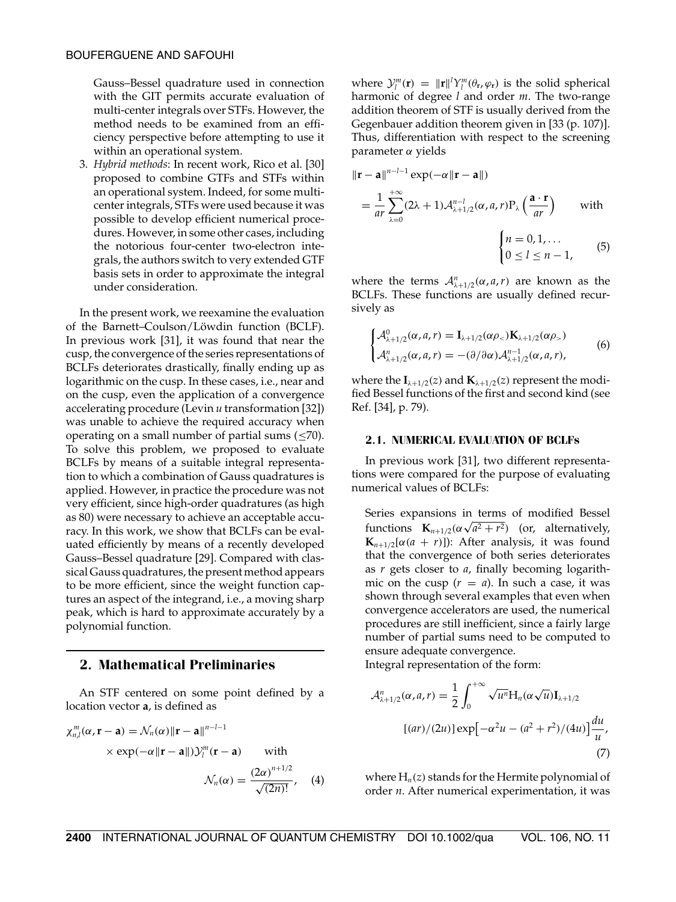Gauss–Bessel quadrature used in connection with the GIT permits accurate evaluation of multi-center integrals over STFs. However, the method needs to be examined from an efficiency perspective before attempting to use it within an operational system.

3. *Hybrid methods*: In recent work, Rico et al. [30] proposed to combine GTFs and STFs within an operational system. Indeed, for some multicenter integrals, STFs were used because it was possible to develop efficient numerical procedures. However, in some other cases, including the notorious four-center two-electron integrals, the authors switch to very extended GTF basis sets in order to approximate the integral under consideration.

In the present work, we reexamine the evaluation of the Barnett–Coulson/Löwdin function (BCLF). In previous work [31], it was found that near the cusp, the convergence of the series representations of BCLFs deteriorates drastically, finally ending up as logarithmic on the cusp. In these cases, i.e., near and on the cusp, even the application of a convergence accelerating procedure (Levin *u* transformation [32]) was unable to achieve the required accuracy when operating on a small number of partial sums ($\leq 70$). To solve this problem, we proposed to evaluate BCLFs by means of a suitable integral representation to which a combination of Gauss quadratures is applied. However, in practice the procedure was not very efficient, since high-order quadratures (as high as 80) were necessary to achieve an acceptable accuracy. In this work, we show that BCLFs can be evaluated efficiently by means of a recently developed Gauss–Bessel quadrature [29]. Compared with classical Gauss quadratures, the present method appears to be more efficient, since the weight function captures an aspect of the integrand, i.e., a moving sharp peak, which is hard to approximate accurately by a polynomial function.

## 2. Mathematical Preliminaries

An STF centered on some point defined by a location vector $\mathbf{a}$, is defined as

$$\chi_{n,l}^{m}(\alpha, \mathbf{r}-\mathbf{a}) = \mathcal{N}_n(\alpha)\|\mathbf{r}-\mathbf{a}\|^{n-l-1} \times \exp(-\alpha\|\mathbf{r}-\mathbf{a}\|)\mathcal{Y}_l^m(\mathbf{r}-\mathbf{a}) \qquad \text{with} \qquad \mathcal{N}_n(\alpha) = \frac{(2\alpha)^{n+1/2}}{\sqrt{(2n)!}}, \tag{4}$$

where $\mathcal{Y}_l^m(\mathbf{r}) = \|\mathbf{r}\|^l Y_l^m(\theta_\mathbf{r}, \varphi_\mathbf{r})$ is the solid spherical harmonic of degree $l$ and order $m$. The two-range addition theorem of STF is usually derived from the Gegenbauer addition theorem given in [33 (p. 107)]. Thus, differentiation with respect to the screening parameter $\alpha$ yields

$$\|\mathbf{r}-\mathbf{a}\|^{n-l-1}\exp(-\alpha\|\mathbf{r}-\mathbf{a}\|) = \frac{1}{ar}\sum_{\lambda=0}^{+\infty}(2\lambda+1)\mathcal{A}_{\lambda+1/2}^{n-l}(\alpha, a, r)\mathrm{P}_\lambda\left(\frac{\mathbf{a}\cdot\mathbf{r}}{ar}\right) \qquad \text{with} \qquad \begin{cases} n = 0, 1, \ldots \\ 0 \leq l \leq n-1, \end{cases} \tag{5}$$

where the terms $\mathcal{A}_{\lambda+1/2}^{n}(\alpha, a, r)$ are known as the BCLFs. These functions are usually defined recursively as

$$\begin{cases} \mathcal{A}_{\lambda+1/2}^{0}(\alpha, a, r) = \mathbf{I}_{\lambda+1/2}(\alpha\rho_<)\mathbf{K}_{\lambda+1/2}(\alpha\rho_>) \\ \mathcal{A}_{\lambda+1/2}^{n}(\alpha, a, r) = -(\partial/\partial\alpha)\mathcal{A}_{\lambda+1/2}^{n-1}(\alpha, a, r), \end{cases} \tag{6}$$

where the $\mathbf{I}_{\lambda+1/2}(z)$ and $\mathbf{K}_{\lambda+1/2}(z)$ represent the modified Bessel functions of the first and second kind (see Ref. [34], p. 79).

### 2.1. NUMERICAL EVALUATION OF BCLFs

In previous work [31], two different representations were compared for the purpose of evaluating numerical values of BCLFs:

Series expansions in terms of modified Bessel functions $\mathbf{K}_{n+1/2}(\alpha\sqrt{a^2+r^2})$ (or, alternatively, $\mathbf{K}_{n+1/2}[\alpha(a+r)]$): After analysis, it was found that the convergence of both series deteriorates as $r$ gets closer to $a$, finally becoming logarithmic on the cusp ($r = a$). In such a case, it was shown through several examples that even when convergence accelerators are used, the numerical procedures are still inefficient, since a fairly large number of partial sums need to be computed to ensure adequate convergence.

Integral representation of the form:

$$\mathcal{A}_{\lambda+1/2}^{n}(\alpha, a, r) = \frac{1}{2}\int_0^{+\infty}\sqrt{u^n}\mathrm{H}_n(\alpha\sqrt{u})\mathbf{I}_{\lambda+1/2}[(ar)/(2u)]\exp\left[-\alpha^2 u - (a^2+r^2)/(4u)\right]\frac{du}{u}, \tag{7}$$

where $\mathrm{H}_n(z)$ stands for the Hermite polynomial of order $n$. After numerical experimentation, it was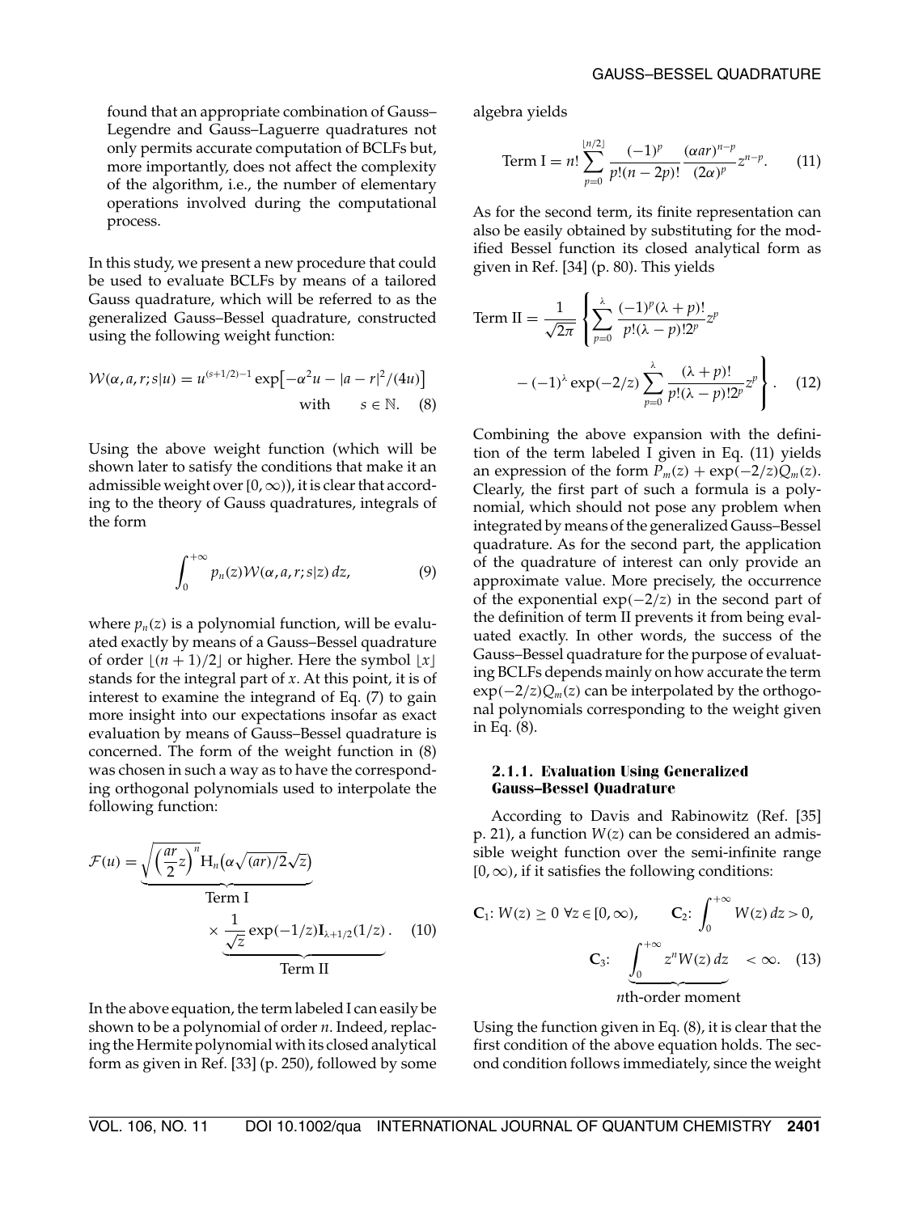found that an appropriate combination of Gauss–Legendre and Gauss–Laguerre quadratures not only permits accurate computation of BCLFs but, more importantly, does not affect the complexity of the algorithm, i.e., the number of elementary operations involved during the computational process.

In this study, we present a new procedure that could be used to evaluate BCLFs by means of a tailored Gauss quadrature, which will be referred to as the generalized Gauss–Bessel quadrature, constructed using the following weight function:

$$\mathcal{W}(\alpha, a, r; s|u) = u^{(s+1/2)-1} \exp\left[-\alpha^2 u - |a - r|^2/(4u)\right] \quad \text{with} \quad s \in \mathbb{N}. \tag{8}$$

Using the above weight function (which will be shown later to satisfy the conditions that make it an admissible weight over $[0, \infty)$), it is clear that according to the theory of Gauss quadratures, integrals of the form

$$\int_0^{+\infty} p_n(z) \mathcal{W}(\alpha, a, r; s|z)\, dz, \tag{9}$$

where $p_n(z)$ is a polynomial function, will be evaluated exactly by means of a Gauss–Bessel quadrature of order $\lfloor (n+1)/2 \rfloor$ or higher. Here the symbol $\lfloor x \rfloor$ stands for the integral part of $x$. At this point, it is of interest to examine the integrand of Eq. (7) to gain more insight into our expectations insofar as exact evaluation by means of Gauss–Bessel quadrature is concerned. The form of the weight function in (8) was chosen in such a way as to have the corresponding orthogonal polynomials used to interpolate the following function:

$$\mathcal{F}(u) = \underbrace{\sqrt{\left(\frac{ar}{2}z\right)^n} \mathrm{H}_n\left(\alpha\sqrt{(ar)/2}\sqrt{z}\right)}_{\text{Term I}} \times \underbrace{\frac{1}{\sqrt{z}} \exp(-1/z) \mathbf{I}_{\lambda+1/2}(1/z)}_{\text{Term II}}. \tag{10}$$

In the above equation, the term labeled I can easily be shown to be a polynomial of order $n$. Indeed, replacing the Hermite polynomial with its closed analytical form as given in Ref. [33] (p. 250), followed by some algebra yields

$$\text{Term I} = n! \sum_{p=0}^{\lfloor n/2 \rfloor} \frac{(-1)^p}{p!(n-2p)!} \frac{(\alpha a r)^{n-p}}{(2\alpha)^p} z^{n-p}. \tag{11}$$

As for the second term, its finite representation can also be easily obtained by substituting for the modified Bessel function its closed analytical form as given in Ref. [34] (p. 80). This yields

$$\text{Term II} = \frac{1}{\sqrt{2\pi}} \left\{ \sum_{p=0}^{\lambda} \frac{(-1)^p (\lambda+p)!}{p!(\lambda-p)! 2^p} z^p - (-1)^\lambda \exp(-2/z) \sum_{p=0}^{\lambda} \frac{(\lambda+p)!}{p!(\lambda-p)! 2^p} z^p \right\}. \tag{12}$$

Combining the above expansion with the definition of the term labeled I given in Eq. (11) yields an expression of the form $P_m(z) + \exp(-2/z) Q_m(z)$. Clearly, the first part of such a formula is a polynomial, which should not pose any problem when integrated by means of the generalized Gauss–Bessel quadrature. As for the second part, the application of the quadrature of interest can only provide an approximate value. More precisely, the occurrence of the exponential $\exp(-2/z)$ in the second part of the definition of term II prevents it from being evaluated exactly. In other words, the success of the Gauss–Bessel quadrature for the purpose of evaluating BCLFs depends mainly on how accurate the term $\exp(-2/z)Q_m(z)$ can be interpolated by the orthogonal polynomials corresponding to the weight given in Eq. (8).

#### 2.1.1. Evaluation Using Generalized Gauss–Bessel Quadrature

According to Davis and Rabinowitz (Ref. [35] p. 21), a function $W(z)$ can be considered an admissible weight function over the semi-infinite range $[0, \infty)$, if it satisfies the following conditions:

$$\mathbf{C}_1\!: W(z) \geq 0 \;\; \forall z \in [0, \infty), \qquad \mathbf{C}_2\!: \int_0^{+\infty} W(z)\, dz > 0,$$

$$\mathbf{C}_3\!: \underbrace{\int_0^{+\infty} z^n W(z)\, dz}_{n\text{th-order moment}} < \infty. \tag{13}$$

Using the function given in Eq. (8), it is clear that the first condition of the above equation holds. The second condition follows immediately, since the weight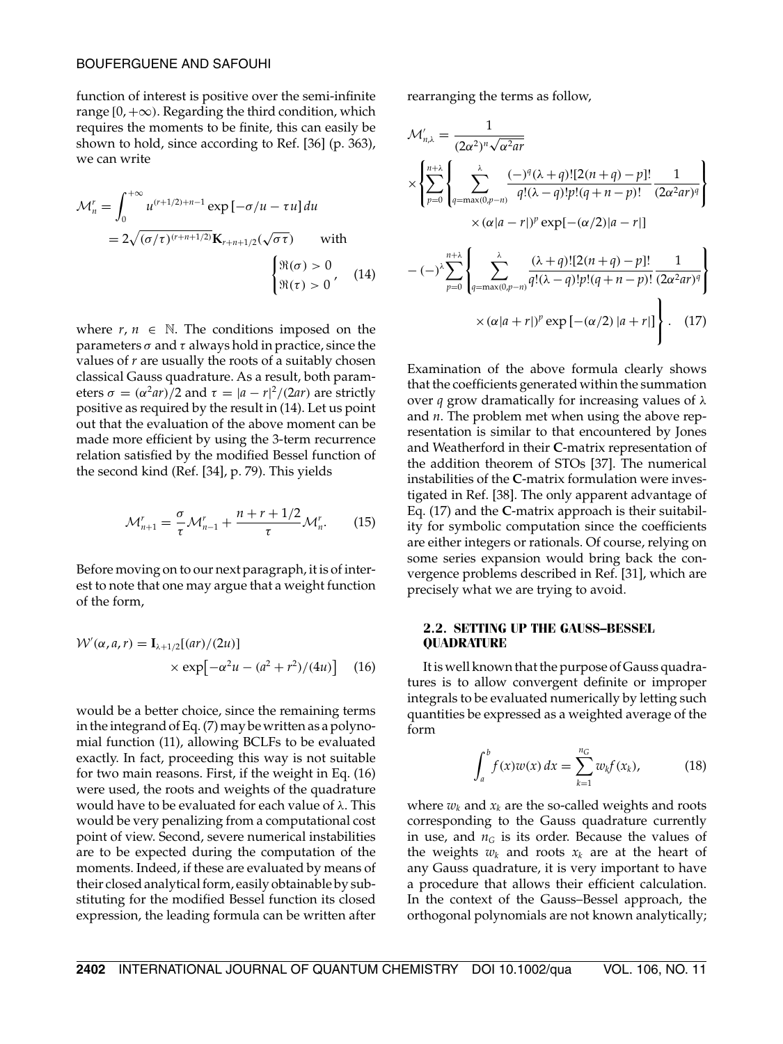function of interest is positive over the semi-infinite range $[0, +\infty)$. Regarding the third condition, which requires the moments to be finite, this can easily be shown to hold, since according to Ref. [36] (p. 363), we can write

$$\mathcal{M}_n^r = \int_0^{+\infty} u^{(r+1/2)+n-1} \exp\left[-\sigma/u - \tau u\right] du$$
$$= 2\sqrt{(\sigma/\tau)^{(r+n+1/2)}} \mathbf{K}_{r+n+1/2}(\sqrt{\sigma\tau}) \qquad \text{with} \quad \begin{cases} \Re(\sigma) > 0 \\ \Re(\tau) > 0 \end{cases}, \quad (14)$$

where $r, n \in \mathbb{N}$. The conditions imposed on the parameters $\sigma$ and $\tau$ always hold in practice, since the values of $r$ are usually the roots of a suitably chosen classical Gauss quadrature. As a result, both parameters $\sigma = (\alpha^2 ar)/2$ and $\tau = |a - r|^2/(2ar)$ are strictly positive as required by the result in (14). Let us point out that the evaluation of the above moment can be made more efficient by using the 3-term recurrence relation satisfied by the modified Bessel function of the second kind (Ref. [34], p. 79). This yields

$$\mathcal{M}_{n+1}^r = \frac{\sigma}{\tau}\mathcal{M}_{n-1}^r + \frac{n+r+1/2}{\tau}\mathcal{M}_n^r. \qquad (15)$$

Before moving on to our next paragraph, it is of interest to note that one may argue that a weight function of the form,

$$\mathcal{W}'(\alpha, a, r) = \mathbf{I}_{\lambda+1/2}[(ar)/(2u)] \times \exp\left[-\alpha^2 u - (a^2 + r^2)/(4u)\right] \qquad (16)$$

would be a better choice, since the remaining terms in the integrand of Eq. (7) may be written as a polynomial function (11), allowing BCLFs to be evaluated exactly. In fact, proceeding this way is not suitable for two main reasons. First, if the weight in Eq. (16) were used, the roots and weights of the quadrature would have to be evaluated for each value of $\lambda$. This would be very penalizing from a computational cost point of view. Second, severe numerical instabilities are to be expected during the computation of the moments. Indeed, if these are evaluated by means of their closed analytical form, easily obtainable by substituting for the modified Bessel function its closed expression, the leading formula can be written after rearranging the terms as follow,

$$\mathcal{M}'_{n,\lambda} = \frac{1}{(2\alpha^2)^n\sqrt{\alpha^2 ar}}$$
$$\times \left\{ \sum_{p=0}^{n+\lambda} \left\{ \sum_{q=\max(0,p-n)}^{\lambda} \frac{(-)^q(\lambda+q)![2(n+q)-p]!}{q!(\lambda-q)!p!(q+n-p)!} \frac{1}{(2\alpha^2 ar)^q} \right\} \times (\alpha|a-r|)^p \exp[-(\alpha/2)|a-r|] \right.$$
$$\left. - (-)^\lambda \sum_{p=0}^{n+\lambda} \left\{ \sum_{q=\max(0,p-n)}^{\lambda} \frac{(\lambda+q)![2(n+q)-p]!}{q!(\lambda-q)!p!(q+n-p)!} \frac{1}{(2\alpha^2 ar)^q} \right\} \times (\alpha|a+r|)^p \exp\left[-(\alpha/2)\,|a+r|\right] \right\}. \qquad (17)$$

Examination of the above formula clearly shows that the coefficients generated within the summation over $q$ grow dramatically for increasing values of $\lambda$ and $n$. The problem met when using the above representation is similar to that encountered by Jones and Weatherford in their **C**-matrix representation of the addition theorem of STOs [37]. The numerical instabilities of the **C**-matrix formulation were investigated in Ref. [38]. The only apparent advantage of Eq. (17) and the **C**-matrix approach is their suitability for symbolic computation since the coefficients are either integers or rationals. Of course, relying on some series expansion would bring back the convergence problems described in Ref. [31], which are precisely what we are trying to avoid.

### 2.2. SETTING UP THE GAUSS–BESSEL QUADRATURE

It is well known that the purpose of Gauss quadratures is to allow convergent definite or improper integrals to be evaluated numerically by letting such quantities be expressed as a weighted average of the form

$$\int_a^b f(x)w(x)\,dx = \sum_{k=1}^{n_G} w_k f(x_k), \qquad (18)$$

where $w_k$ and $x_k$ are the so-called weights and roots corresponding to the Gauss quadrature currently in use, and $n_G$ is its order. Because the values of the weights $w_k$ and roots $x_k$ are at the heart of any Gauss quadrature, it is very important to have a procedure that allows their efficient calculation. In the context of the Gauss–Bessel approach, the orthogonal polynomials are not known analytically;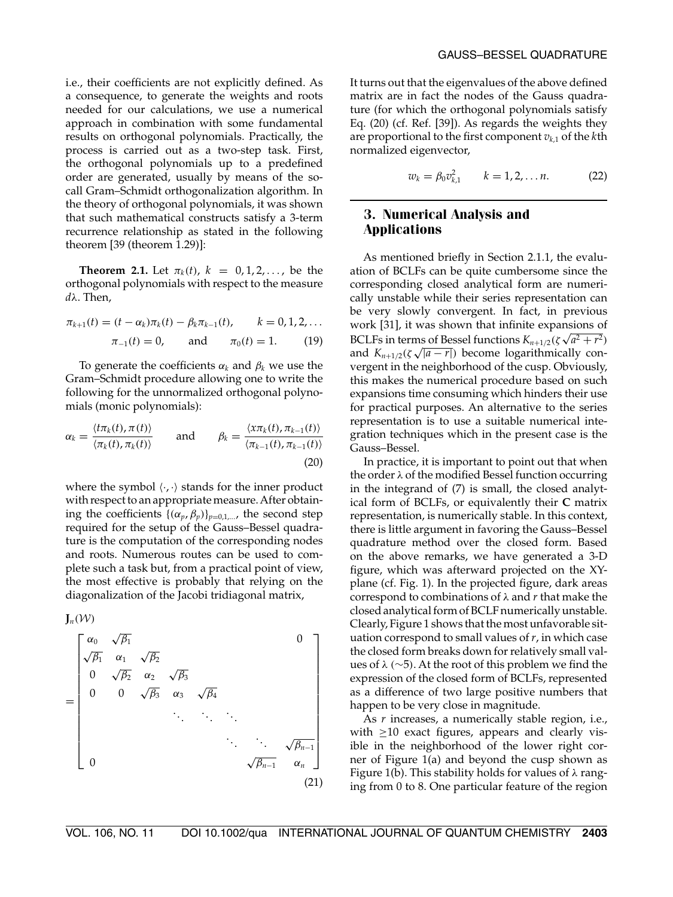i.e., their coefficients are not explicitly defined. As a consequence, to generate the weights and roots needed for our calculations, we use a numerical approach in combination with some fundamental results on orthogonal polynomials. Practically, the process is carried out as a two-step task. First, the orthogonal polynomials up to a predefined order are generated, usually by means of the so-call Gram–Schmidt orthogonalization algorithm. In the theory of orthogonal polynomials, it was shown that such mathematical constructs satisfy a 3-term recurrence relationship as stated in the following theorem [39 (theorem 1.29)]:

**Theorem 2.1.** Let $\pi_k(t)$, $k = 0, 1, 2, \ldots$, be the orthogonal polynomials with respect to the measure $d\lambda$. Then,

$$\pi_{k+1}(t) = (t - \alpha_k)\pi_k(t) - \beta_k \pi_{k-1}(t), \qquad k = 0, 1, 2, \ldots$$
$$\pi_{-1}(t) = 0, \qquad \text{and} \qquad \pi_0(t) = 1. \tag{19}$$

To generate the coefficients $\alpha_k$ and $\beta_k$ we use the Gram–Schmidt procedure allowing one to write the following for the unnormalized orthogonal polynomials (monic polynomials):

$$\alpha_k = \frac{\langle t\pi_k(t), \pi(t)\rangle}{\langle \pi_k(t), \pi_k(t)\rangle} \qquad \text{and} \qquad \beta_k = \frac{\langle x\pi_k(t), \pi_{k-1}(t)\rangle}{\langle \pi_{k-1}(t), \pi_{k-1}(t)\rangle} \tag{20}$$

where the symbol $\langle \cdot, \cdot \rangle$ stands for the inner product with respect to an appropriate measure. After obtaining the coefficients $\{(\alpha_p, \beta_p)\}_{p=0,1,\ldots}$, the second step required for the setup of the Gauss–Bessel quadrature is the computation of the corresponding nodes and roots. Numerous routes can be used to complete such a task but, from a practical point of view, the most effective is probably that relying on the diagonalization of the Jacobi tridiagonal matrix,

$$\mathbf{J}_n(\mathcal{W}) = \begin{bmatrix} \alpha_0 & \sqrt{\beta_1} & & & & & 0 \\ \sqrt{\beta_1} & \alpha_1 & \sqrt{\beta_2} & & & & \\ 0 & \sqrt{\beta_2} & \alpha_2 & \sqrt{\beta_3} & & & \\ 0 & 0 & \sqrt{\beta_3} & \alpha_3 & \sqrt{\beta_4} & & \\ & & & \ddots & \ddots & \ddots & \\ & & & & \ddots & \ddots & \sqrt{\beta_{n-1}} \\ 0 & & & & & \sqrt{\beta_{n-1}} & \alpha_n \end{bmatrix} \tag{21}$$

It turns out that the eigenvalues of the above defined matrix are in fact the nodes of the Gauss quadrature (for which the orthogonal polynomials satisfy Eq. (20) (cf. Ref. [39]). As regards the weights they are proportional to the first component $v_{k,1}$ of the $k$th normalized eigenvector,

$$w_k = \beta_0 v_{k,1}^2 \qquad k = 1, 2, \ldots n. \tag{22}$$

## 3. Numerical Analysis and Applications

As mentioned briefly in Section 2.1.1, the evaluation of BCLFs can be quite cumbersome since the corresponding closed analytical form are numerically unstable while their series representation can be very slowly convergent. In fact, in previous work [31], it was shown that infinite expansions of BCLFs in terms of Bessel functions $K_{n+1/2}(\zeta\sqrt{a^2+r^2})$ and $K_{n+1/2}(\zeta\sqrt{|a-r|})$ become logarithmically convergent in the neighborhood of the cusp. Obviously, this makes the numerical procedure based on such expansions time consuming which hinders their use for practical purposes. An alternative to the series representation is to use a suitable numerical integration techniques which in the present case is the Gauss–Bessel.

In practice, it is important to point out that when the order $\lambda$ of the modified Bessel function occurring in the integrand of (7) is small, the closed analytical form of BCLFs, or equivalently their **C** matrix representation, is numerically stable. In this context, there is little argument in favoring the Gauss–Bessel quadrature method over the closed form. Based on the above remarks, we have generated a 3-D figure, which was afterward projected on the XY-plane (cf. Fig. 1). In the projected figure, dark areas correspond to combinations of $\lambda$ and $r$ that make the closed analytical form of BCLF numerically unstable. Clearly, Figure 1 shows that the most unfavorable situation correspond to small values of $r$, in which case the closed form breaks down for relatively small values of $\lambda$ ($\sim$5). At the root of this problem we find the expression of the closed form of BCLFs, represented as a difference of two large positive numbers that happen to be very close in magnitude.

As $r$ increases, a numerically stable region, i.e., with $\geq$10 exact figures, appears and clearly visible in the neighborhood of the lower right corner of Figure 1(a) and beyond the cusp shown as Figure 1(b). This stability holds for values of $\lambda$ ranging from 0 to 8. One particular feature of the region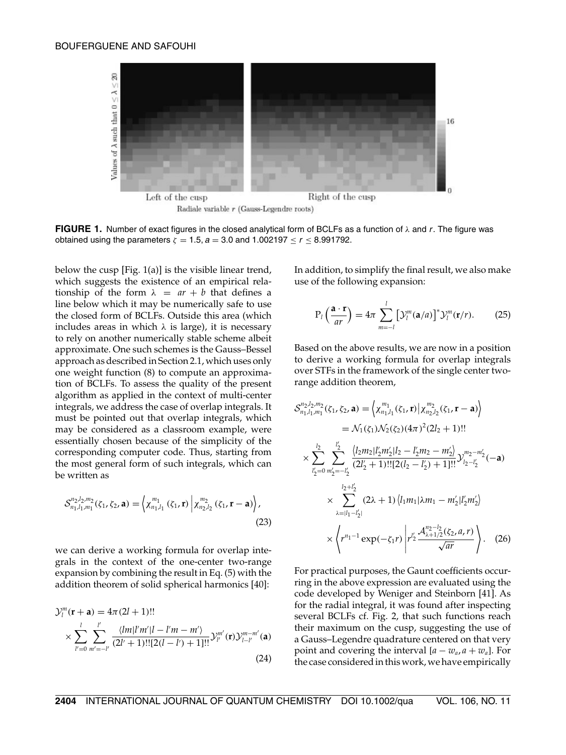**FIGURE 1.** Number of exact figures in the closed analytical form of BCLFs as a function of $\lambda$ and $r$. The figure was obtained using the parameters $\zeta = 1.5$, $a = 3.0$ and $1.002197 \leq r \leq 8.991792$.

below the cusp [Fig. 1(a)] is the visible linear trend, which suggests the existence of an empirical relationship of the form $\lambda = ar + b$ that defines a line below which it may be numerically safe to use the closed form of BCLFs. Outside this area (which includes areas in which $\lambda$ is large), it is necessary to rely on another numerically stable scheme albeit approximate. One such schemes is the Gauss–Bessel approach as described in Section 2.1, which uses only one weight function (8) to compute an approximation of BCLFs. To assess the quality of the present algorithm as applied in the context of multi-center integrals, we address the case of overlap integrals. It must be pointed out that overlap integrals, which may be considered as a classroom example, were essentially chosen because of the simplicity of the corresponding computer code. Thus, starting from the most general form of such integrals, which can be written as

$$\mathcal{S}_{n_1,l_1,m_1}^{n_2,l_2,m_2}(\zeta_1, \zeta_2, \mathbf{a}) = \left\langle \chi_{n_1,l_1}^{m_1}(\zeta_1, \mathbf{r}) \,\middle|\, \chi_{n_2,l_2}^{m_2}(\zeta_1, \mathbf{r} - \mathbf{a}) \right\rangle, \tag{23}$$

we can derive a working formula for overlap integrals in the context of the one-center two-range expansion by combining the result in Eq. (5) with the addition theorem of solid spherical harmonics [40]:

$$\mathcal{Y}_l^m(\mathbf{r} + \mathbf{a}) = 4\pi(2l+1)!! \times \sum_{l'=0}^{l} \sum_{m'=-l'}^{l'} \frac{\langle lm|l'm'|l-l'm-m'\rangle}{(2l'+1)!![2(l-l')+1]!!} \mathcal{Y}_{l'}^{m'}(\mathbf{r}) \mathcal{Y}_{l-l'}^{m-m'}(\mathbf{a}) \tag{24}$$

In addition, to simplify the final result, we also make use of the following expansion:

$$\mathrm{P}_l\left(\frac{\mathbf{a} \cdot \mathbf{r}}{ar}\right) = 4\pi \sum_{m=-l}^{l} \left[\mathcal{Y}_l^m(\mathbf{a}/a)\right]^* \mathcal{Y}_l^m(\mathbf{r}/r). \tag{25}$$

Based on the above results, we are now in a position to derive a working formula for overlap integrals over STFs in the framework of the single center two-range addition theorem,

$$\begin{aligned}
\mathcal{S}_{n_1,l_1,m_1}^{n_2,l_2,m_2}(\zeta_1, \zeta_2, \mathbf{a}) &= \left\langle \chi_{n_1,l_1}^{m_1}(\zeta_1, \mathbf{r}) \middle| \chi_{n_2,l_2}^{m_2}(\zeta_1, \mathbf{r} - \mathbf{a}) \right\rangle \\
&= \mathcal{N}_1(\zeta_1)\mathcal{N}_2(\zeta_2)(4\pi)^2(2l_2+1)!! \\
&\times \sum_{l_2'=0}^{l_2} \sum_{m_2'=-l_2'}^{l_2'} \frac{\langle l_2m_2|l_2'm_2'|l_2-l_2'm_2-m_2'\rangle}{(2l_2'+1)!![2(l_2-l_2')+1]!!} \mathcal{Y}_{l_2-l_2'}^{m_2-m_2'}(-\mathbf{a}) \\
&\times \sum_{\lambda=|l_1-l_2'|}^{l_2+l_2'} (2\lambda+1) \langle l_1m_1|\lambda m_1 - m_2'|l_2'm_2'\rangle \\
&\times \left\langle r^{n_1-1}\exp(-\zeta_1 r) \,\middle|\, r_2^{l_2'} \frac{\mathcal{A}_{\lambda+1/2}^{n_2-l_2}(\zeta_2, a, r)}{\sqrt{ar}} \right\rangle.
\end{aligned} \tag{26}$$

For practical purposes, the Gaunt coefficients occurring in the above expression are evaluated using the code developed by Weniger and Steinborn [41]. As for the radial integral, it was found after inspecting several BCLFs cf. Fig. 2, that such functions reach their maximum on the cusp, suggesting the use of a Gauss–Legendre quadrature centered on that very point and covering the interval $[a - w_a, a + w_a]$. For the case considered in this work, we have empirically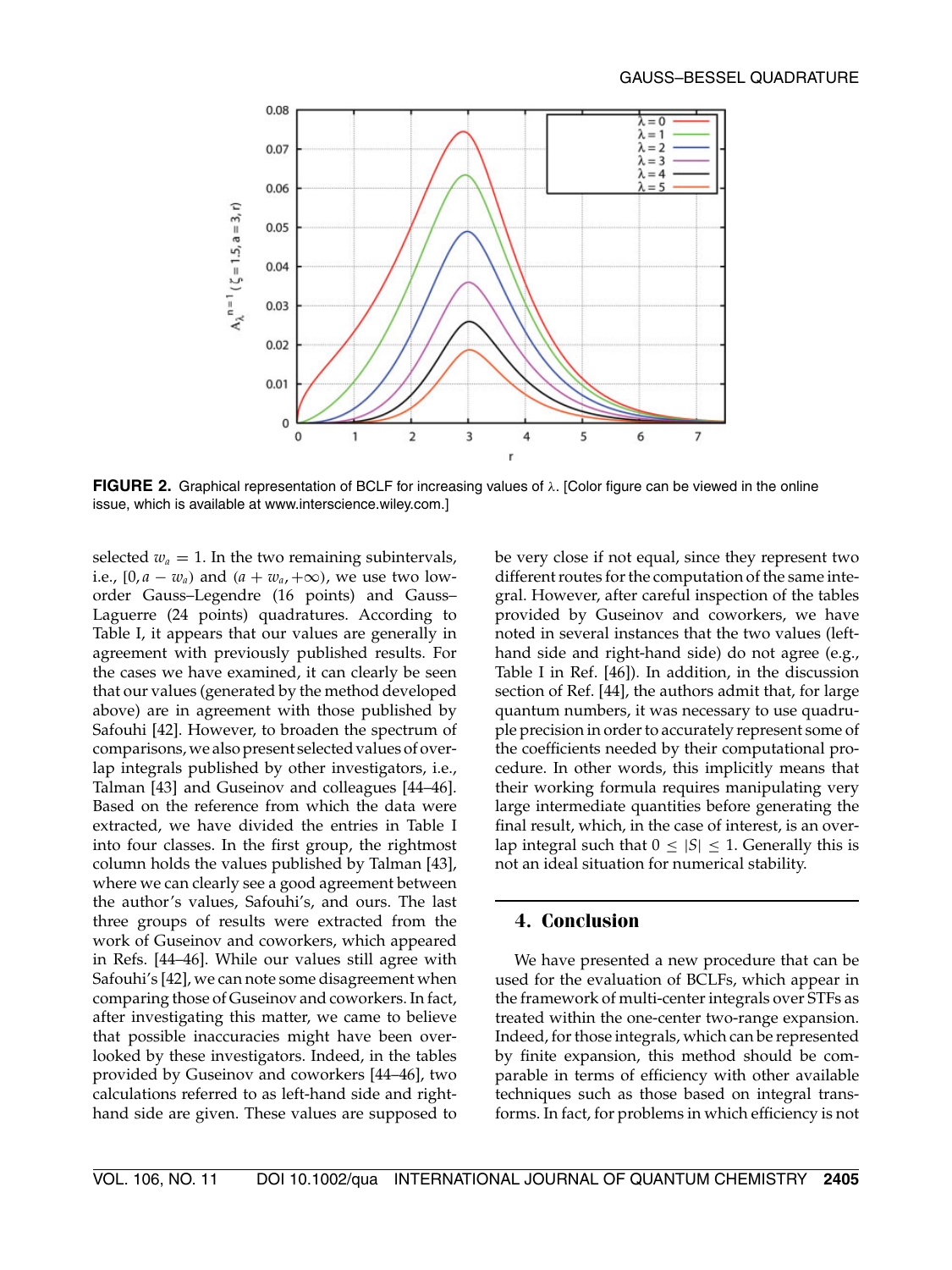**FIGURE 2.** Graphical representation of BCLF for increasing values of $\lambda$. [Color figure can be viewed in the online issue, which is available at www.interscience.wiley.com.]

selected $w_a = 1$. In the two remaining subintervals, i.e., $[0, a - w_a)$ and $(a + w_a, +\infty)$, we use two low-order Gauss–Legendre (16 points) and Gauss–Laguerre (24 points) quadratures. According to Table I, it appears that our values are generally in agreement with previously published results. For the cases we have examined, it can clearly be seen that our values (generated by the method developed above) are in agreement with those published by Safouhi [42]. However, to broaden the spectrum of comparisons, we also present selected values of overlap integrals published by other investigators, i.e., Talman [43] and Guseinov and colleagues [44–46]. Based on the reference from which the data were extracted, we have divided the entries in Table I into four classes. In the first group, the rightmost column holds the values published by Talman [43], where we can clearly see a good agreement between the author's values, Safouhi's, and ours. The last three groups of results were extracted from the work of Guseinov and coworkers, which appeared in Refs. [44–46]. While our values still agree with Safouhi's [42], we can note some disagreement when comparing those of Guseinov and coworkers. In fact, after investigating this matter, we came to believe that possible inaccuracies might have been overlooked by these investigators. Indeed, in the tables provided by Guseinov and coworkers [44–46], two calculations referred to as left-hand side and right-hand side are given. These values are supposed to be very close if not equal, since they represent two different routes for the computation of the same integral. However, after careful inspection of the tables provided by Guseinov and coworkers, we have noted in several instances that the two values (left-hand side and right-hand side) do not agree (e.g., Table I in Ref. [46]). In addition, in the discussion section of Ref. [44], the authors admit that, for large quantum numbers, it was necessary to use quadruple precision in order to accurately represent some of the coefficients needed by their computational procedure. In other words, this implicitly means that their working formula requires manipulating very large intermediate quantities before generating the final result, which, in the case of interest, is an overlap integral such that $0 \leq |S| \leq 1$. Generally this is not an ideal situation for numerical stability.

## 4. Conclusion

We have presented a new procedure that can be used for the evaluation of BCLFs, which appear in the framework of multi-center integrals over STFs as treated within the one-center two-range expansion. Indeed, for those integrals, which can be represented by finite expansion, this method should be comparable in terms of efficiency with other available techniques such as those based on integral transforms. In fact, for problems in which efficiency is not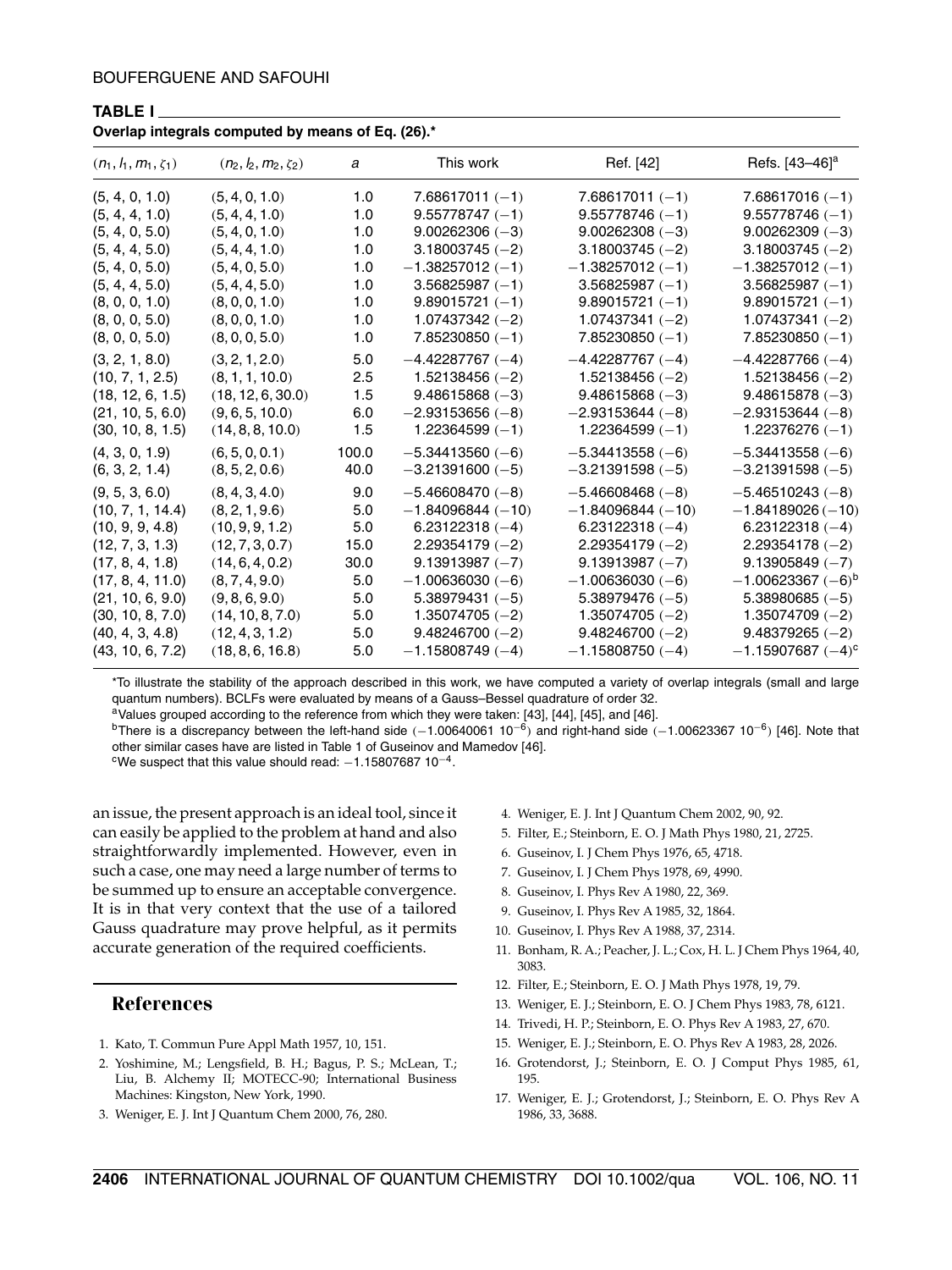**TABLE I**

**Overlap integrals computed by means of Eq. (26).***

| $(n_1, l_1, m_1, \zeta_1)$ | $(n_2, l_2, m_2, \zeta_2)$ | $a$ | This work | Ref. [42] | Refs. [43–46][a] |
|---|---|---|---|---|---|
| (5, 4, 0, 1.0) | (5, 4, 0, 1.0) | 1.0 | 7.68617011 (−1) | 7.68617011 (−1) | 7.68617016 (−1) |
| (5, 4, 4, 1.0) | (5, 4, 4, 1.0) | 1.0 | 9.55778747 (−1) | 9.55778746 (−1) | 9.55778746 (−1) |
| (5, 4, 0, 5.0) | (5, 4, 0, 1.0) | 1.0 | 9.00262306 (−3) | 9.00262308 (−3) | 9.00262309 (−3) |
| (5, 4, 4, 5.0) | (5, 4, 4, 1.0) | 1.0 | 3.18003745 (−2) | 3.18003745 (−2) | 3.18003745 (−2) |
| (5, 4, 0, 5.0) | (5, 4, 0, 5.0) | 1.0 | −1.38257012 (−1) | −1.38257012 (−1) | −1.38257012 (−1) |
| (5, 4, 4, 5.0) | (5, 4, 4, 5.0) | 1.0 | 3.56825987 (−1) | 3.56825987 (−1) | 3.56825987 (−1) |
| (8, 0, 0, 1.0) | (8, 0, 0, 1.0) | 1.0 | 9.89015721 (−1) | 9.89015721 (−1) | 9.89015721 (−1) |
| (8, 0, 0, 5.0) | (8, 0, 0, 1.0) | 1.0 | 1.07437342 (−2) | 1.07437341 (−2) | 1.07437341 (−2) |
| (8, 0, 0, 5.0) | (8, 0, 0, 5.0) | 1.0 | 7.85230850 (−1) | 7.85230850 (−1) | 7.85230850 (−1) |
| (3, 2, 1, 8.0) | (3, 2, 1, 2.0) | 5.0 | −4.42287767 (−4) | −4.42287767 (−4) | −4.42287766 (−4) |
| (10, 7, 1, 2.5) | (8, 1, 1, 10.0) | 2.5 | 1.52138456 (−2) | 1.52138456 (−2) | 1.52138456 (−2) |
| (18, 12, 6, 1.5) | (18, 12, 6, 30.0) | 1.5 | 9.48615868 (−3) | 9.48615868 (−3) | 9.48615878 (−3) |
| (21, 10, 5, 6.0) | (9, 6, 5, 10.0) | 6.0 | −2.93153656 (−8) | −2.93153644 (−8) | −2.93153644 (−8) |
| (30, 10, 8, 1.5) | (14, 8, 8, 10.0) | 1.5 | 1.22364599 (−1) | 1.22364599 (−1) | 1.22376276 (−1) |
| (4, 3, 0, 1.9) | (6, 5, 0, 0.1) | 100.0 | −5.34413560 (−6) | −5.34413558 (−6) | −5.34413558 (−6) |
| (6, 3, 2, 1.4) | (8, 5, 2, 0.6) | 40.0 | −3.21391600 (−5) | −3.21391598 (−5) | −3.21391598 (−5) |
| (9, 5, 3, 6.0) | (8, 4, 3, 4.0) | 9.0 | −5.46608470 (−8) | −5.46608468 (−8) | −5.46510243 (−8) |
| (10, 7, 1, 14.4) | (8, 2, 1, 9.6) | 5.0 | −1.84096844 (−10) | −1.84096844 (−10) | −1.84189026 (−10) |
| (10, 9, 9, 4.8) | (10, 9, 9, 1.2) | 5.0 | 6.23122318 (−4) | 6.23122318 (−4) | 6.23122318 (−4) |
| (12, 7, 3, 1.3) | (12, 7, 3, 0.7) | 15.0 | 2.29354179 (−2) | 2.29354179 (−2) | 2.29354178 (−2) |
| (17, 8, 4, 1.8) | (14, 6, 4, 0.2) | 30.0 | 9.13913987 (−7) | 9.13913987 (−7) | 9.13905849 (−7) |
| (17, 8, 4, 11.0) | (8, 7, 4, 9.0) | 5.0 | −1.00636030 (−6) | −1.00636030 (−6) | −1.00623367 (−6)[b] |
| (21, 10, 6, 9.0) | (9, 8, 6, 9.0) | 5.0 | 5.38979431 (−5) | 5.38979476 (−5) | 5.38980685 (−5) |
| (30, 10, 8, 7.0) | (14, 10, 8, 7.0) | 5.0 | 1.35074705 (−2) | 1.35074705 (−2) | 1.35074709 (−2) |
| (40, 4, 3, 4.8) | (12, 4, 3, 1.2) | 5.0 | 9.48246700 (−2) | 9.48246700 (−2) | 9.48379265 (−2) |
| (43, 10, 6, 7.2) | (18, 8, 6, 16.8) | 5.0 | −1.15808749 (−4) | −1.15808750 (−4) | −1.15907687 (−4)[c] |

*To illustrate the stability of the approach described in this work, we have computed a variety of overlap integrals (small and large quantum numbers). BCLFs were evaluated by means of a Gauss–Bessel quadrature of order 32.

[a] Values grouped according to the reference from which they were taken: [43], [44], [45], and [46].

[b] There is a discrepancy between the left-hand side ($-1.00640061\ 10^{-6}$) and right-hand side ($-1.00623367\ 10^{-6}$) [46]. Note that other similar cases have are listed in Table 1 of Guseinov and Mamedov [46].

[c] We suspect that this value should read: $-1.15807687\ 10^{-4}$.

an issue, the present approach is an ideal tool, since it can easily be applied to the problem at hand and also straightforwardly implemented. However, even in such a case, one may need a large number of terms to be summed up to ensure an acceptable convergence. It is in that very context that the use of a tailored Gauss quadrature may prove helpful, as it permits accurate generation of the required coefficients.

## References

1. Kato, T. Commun Pure Appl Math 1957, 10, 151.
2. Yoshimine, M.; Lengsfield, B. H.; Bagus, P. S.; McLean, T.; Liu, B. Alchemy II; MOTECC-90; International Business Machines: Kingston, New York, 1990.
3. Weniger, E. J. Int J Quantum Chem 2000, 76, 280.
4. Weniger, E. J. Int J Quantum Chem 2002, 90, 92.
5. Filter, E.; Steinborn, E. O. J Math Phys 1980, 21, 2725.
6. Guseinov, I. J Chem Phys 1976, 65, 4718.
7. Guseinov, I. J Chem Phys 1978, 69, 4990.
8. Guseinov, I. Phys Rev A 1980, 22, 369.
9. Guseinov, I. Phys Rev A 1985, 32, 1864.
10. Guseinov, I. Phys Rev A 1988, 37, 2314.
11. Bonham, R. A.; Peacher, J. L.; Cox, H. L. J Chem Phys 1964, 40, 3083.
12. Filter, E.; Steinborn, E. O. J Math Phys 1978, 19, 79.
13. Weniger, E. J.; Steinborn, E. O. J Chem Phys 1983, 78, 6121.
14. Trivedi, H. P.; Steinborn, E. O. Phys Rev A 1983, 27, 670.
15. Weniger, E. J.; Steinborn, E. O. Phys Rev A 1983, 28, 2026.
16. Grotendorst, J.; Steinborn, E. O. J Comput Phys 1985, 61, 195.
17. Weniger, E. J.; Grotendorst, J.; Steinborn, E. O. Phys Rev A 1986, 33, 3688.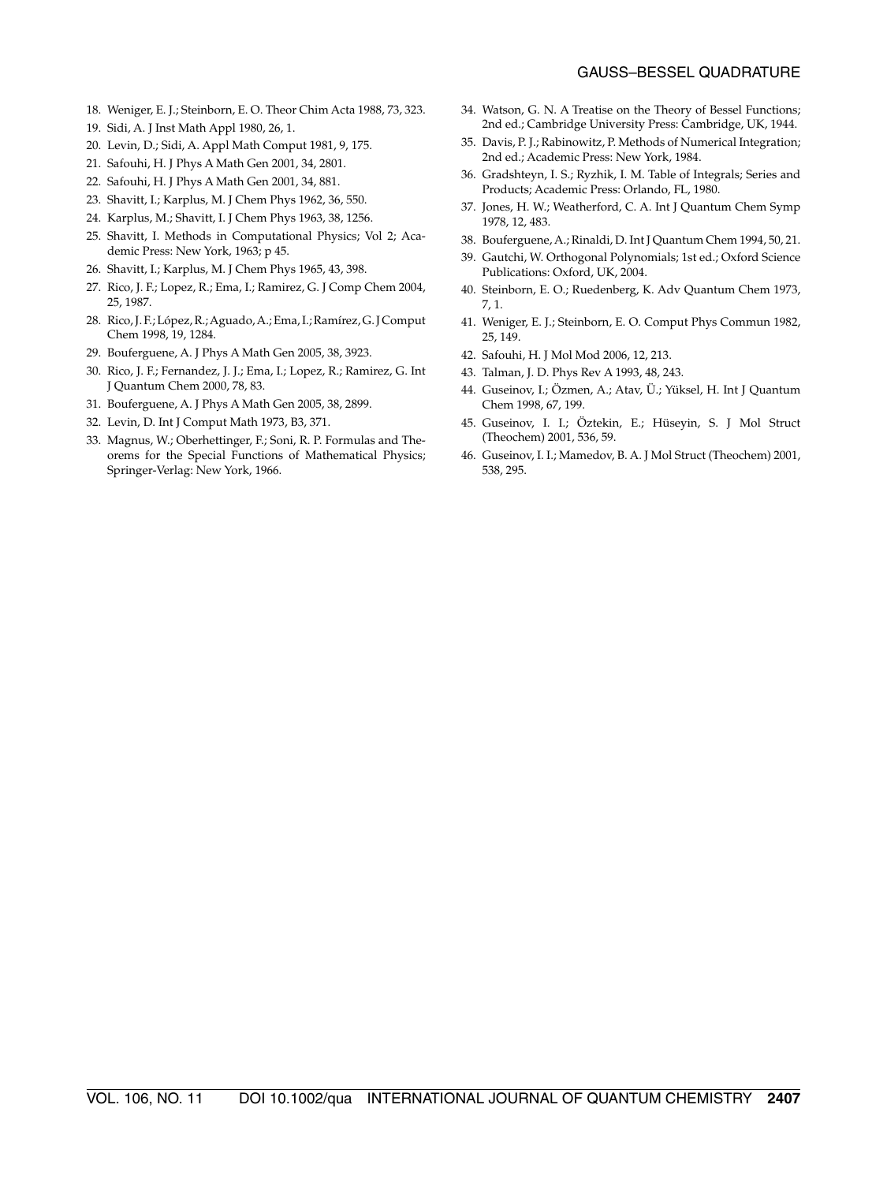18. Weniger, E. J.; Steinborn, E. O. Theor Chim Acta 1988, 73, 323.
19. Sidi, A. J Inst Math Appl 1980, 26, 1.
20. Levin, D.; Sidi, A. Appl Math Comput 1981, 9, 175.
21. Safouhi, H. J Phys A Math Gen 2001, 34, 2801.
22. Safouhi, H. J Phys A Math Gen 2001, 34, 881.
23. Shavitt, I.; Karplus, M. J Chem Phys 1962, 36, 550.
24. Karplus, M.; Shavitt, I. J Chem Phys 1963, 38, 1256.
25. Shavitt, I. Methods in Computational Physics; Vol 2; Academic Press: New York, 1963; p 45.
26. Shavitt, I.; Karplus, M. J Chem Phys 1965, 43, 398.
27. Rico, J. F.; Lopez, R.; Ema, I.; Ramirez, G. J Comp Chem 2004, 25, 1987.
28. Rico, J. F.; López, R.; Aguado, A.; Ema, I.; Ramírez, G. J Comput Chem 1998, 19, 1284.
29. Bouferguene, A. J Phys A Math Gen 2005, 38, 3923.
30. Rico, J. F.; Fernandez, J. J.; Ema, I.; Lopez, R.; Ramirez, G. Int J Quantum Chem 2000, 78, 83.
31. Bouferguene, A. J Phys A Math Gen 2005, 38, 2899.
32. Levin, D. Int J Comput Math 1973, B3, 371.
33. Magnus, W.; Oberhettinger, F.; Soni, R. P. Formulas and Theorems for the Special Functions of Mathematical Physics; Springer-Verlag: New York, 1966.
34. Watson, G. N. A Treatise on the Theory of Bessel Functions; 2nd ed.; Cambridge University Press: Cambridge, UK, 1944.
35. Davis, P. J.; Rabinowitz, P. Methods of Numerical Integration; 2nd ed.; Academic Press: New York, 1984.
36. Gradshteyn, I. S.; Ryzhik, I. M. Table of Integrals; Series and Products; Academic Press: Orlando, FL, 1980.
37. Jones, H. W.; Weatherford, C. A. Int J Quantum Chem Symp 1978, 12, 483.
38. Bouferguene, A.; Rinaldi, D. Int J Quantum Chem 1994, 50, 21.
39. Gautchi, W. Orthogonal Polynomials; 1st ed.; Oxford Science Publications: Oxford, UK, 2004.
40. Steinborn, E. O.; Ruedenberg, K. Adv Quantum Chem 1973, 7, 1.
41. Weniger, E. J.; Steinborn, E. O. Comput Phys Commun 1982, 25, 149.
42. Safouhi, H. J Mol Mod 2006, 12, 213.
43. Talman, J. D. Phys Rev A 1993, 48, 243.
44. Guseinov, I.; Özmen, A.; Atav, Ü.; Yüksel, H. Int J Quantum Chem 1998, 67, 199.
45. Guseinov, I. I.; Öztekin, E.; Hüseyin, S. J Mol Struct (Theochem) 2001, 536, 59.
46. Guseinov, I. I.; Mamedov, B. A. J Mol Struct (Theochem) 2001, 538, 295.